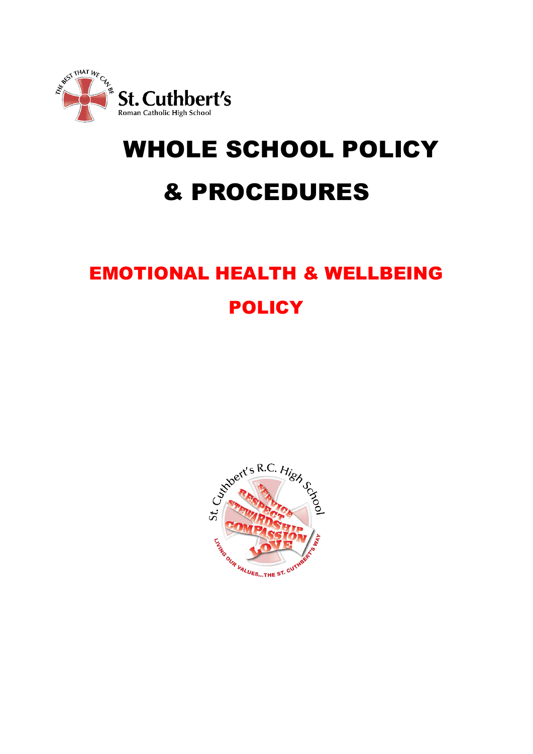St. Cuthbert's
Roman Catholic High School

# WHOLE SCHOOL POLICY & PROCEDURES

## EMOTIONAL HEALTH & WELLBEING POLICY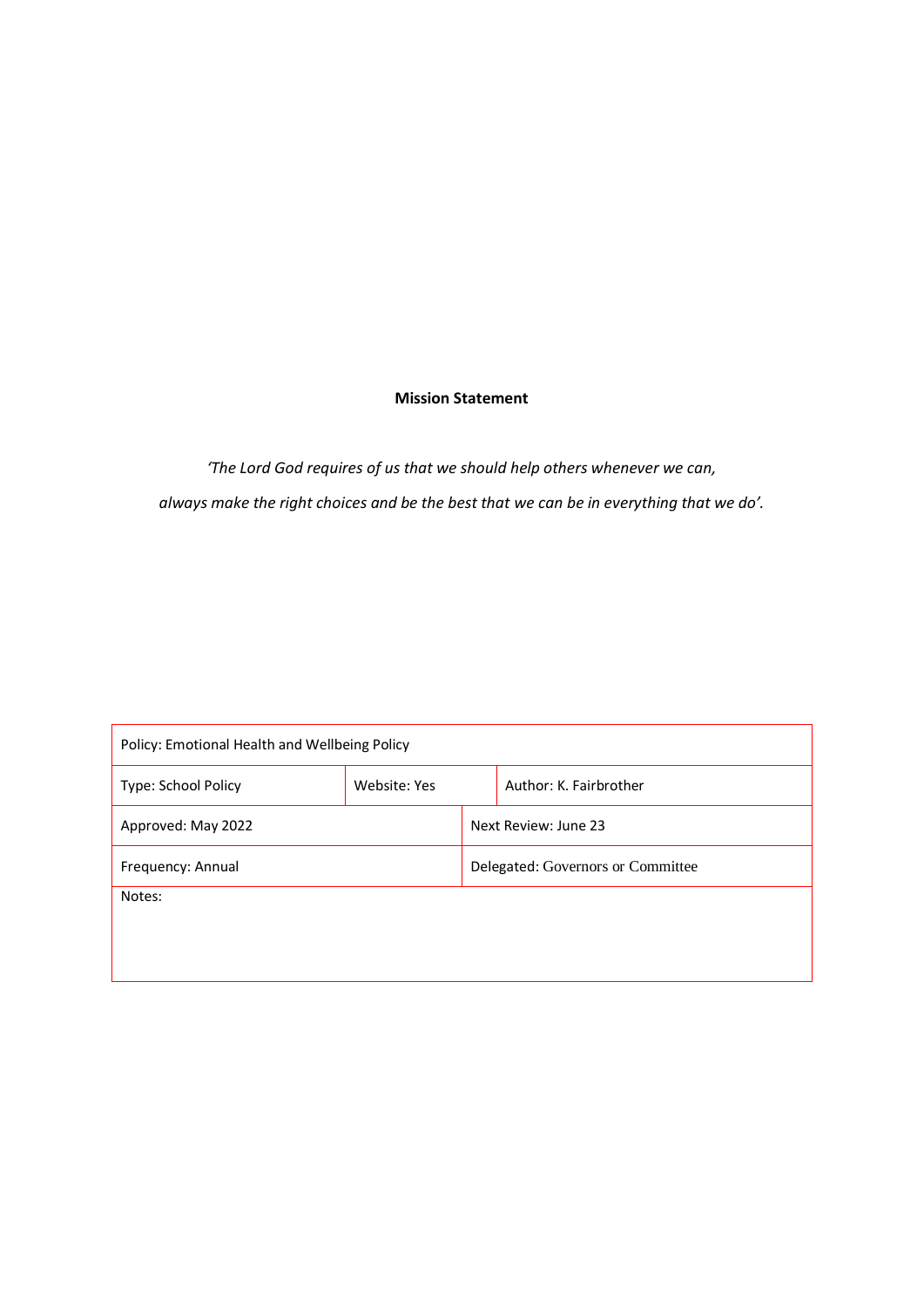**Mission Statement**

*'The Lord God requires of us that we should help others whenever we can,*

*always make the right choices and be the best that we can be in everything that we do'.*

| Policy: Emotional Health and Wellbeing Policy | | |
|---|---|---|
| Type: School Policy | Website: Yes | Author: K. Fairbrother |
| Approved: May 2022 | Next Review: June 23 | |
| Frequency: Annual | Delegated: Governors or Committee | |
| Notes: | | |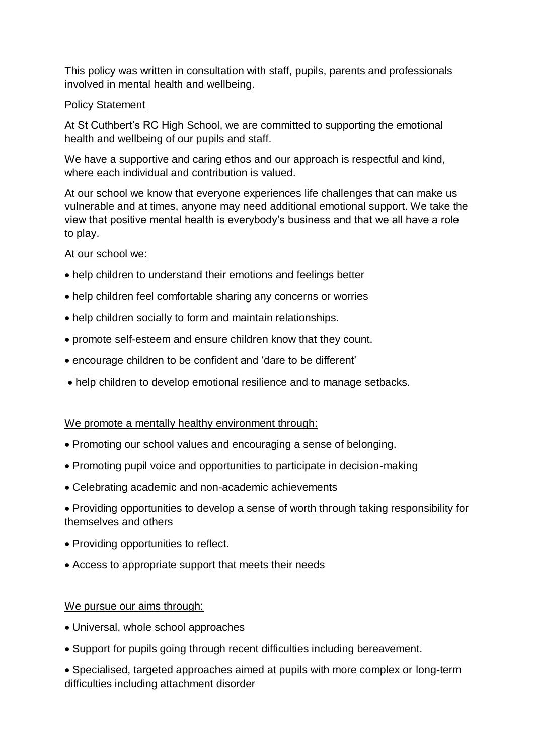This policy was written in consultation with staff, pupils, parents and professionals involved in mental health and wellbeing.

## Policy Statement

At St Cuthbert's RC High School, we are committed to supporting the emotional health and wellbeing of our pupils and staff.

We have a supportive and caring ethos and our approach is respectful and kind, where each individual and contribution is valued.

At our school we know that everyone experiences life challenges that can make us vulnerable and at times, anyone may need additional emotional support. We take the view that positive mental health is everybody's business and that we all have a role to play.

### At our school we:

- help children to understand their emotions and feelings better
- help children feel comfortable sharing any concerns or worries
- help children socially to form and maintain relationships.
- promote self-esteem and ensure children know that they count.
- encourage children to be confident and 'dare to be different'
- help children to develop emotional resilience and to manage setbacks.

### We promote a mentally healthy environment through:

- Promoting our school values and encouraging a sense of belonging.
- Promoting pupil voice and opportunities to participate in decision-making
- Celebrating academic and non-academic achievements
- Providing opportunities to develop a sense of worth through taking responsibility for themselves and others
- Providing opportunities to reflect.
- Access to appropriate support that meets their needs

### We pursue our aims through:

- Universal, whole school approaches
- Support for pupils going through recent difficulties including bereavement.
- Specialised, targeted approaches aimed at pupils with more complex or long-term difficulties including attachment disorder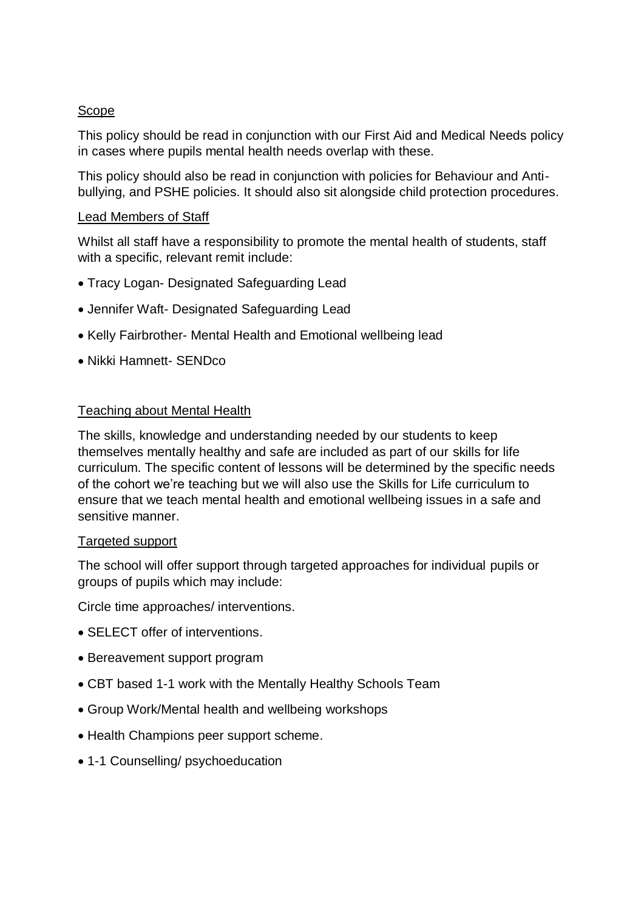## Scope

This policy should be read in conjunction with our First Aid and Medical Needs policy in cases where pupils mental health needs overlap with these.

This policy should also be read in conjunction with policies for Behaviour and Anti-bullying, and PSHE policies. It should also sit alongside child protection procedures.

## Lead Members of Staff

Whilst all staff have a responsibility to promote the mental health of students, staff with a specific, relevant remit include:

- Tracy Logan- Designated Safeguarding Lead
- Jennifer Waft- Designated Safeguarding Lead
- Kelly Fairbrother- Mental Health and Emotional wellbeing lead
- Nikki Hamnett- SENDco

## Teaching about Mental Health

The skills, knowledge and understanding needed by our students to keep themselves mentally healthy and safe are included as part of our skills for life curriculum. The specific content of lessons will be determined by the specific needs of the cohort we're teaching but we will also use the Skills for Life curriculum to ensure that we teach mental health and emotional wellbeing issues in a safe and sensitive manner.

## Targeted support

The school will offer support through targeted approaches for individual pupils or groups of pupils which may include:

Circle time approaches/ interventions.

- SELECT offer of interventions.
- Bereavement support program
- CBT based 1-1 work with the Mentally Healthy Schools Team
- Group Work/Mental health and wellbeing workshops
- Health Champions peer support scheme.
- 1-1 Counselling/ psychoeducation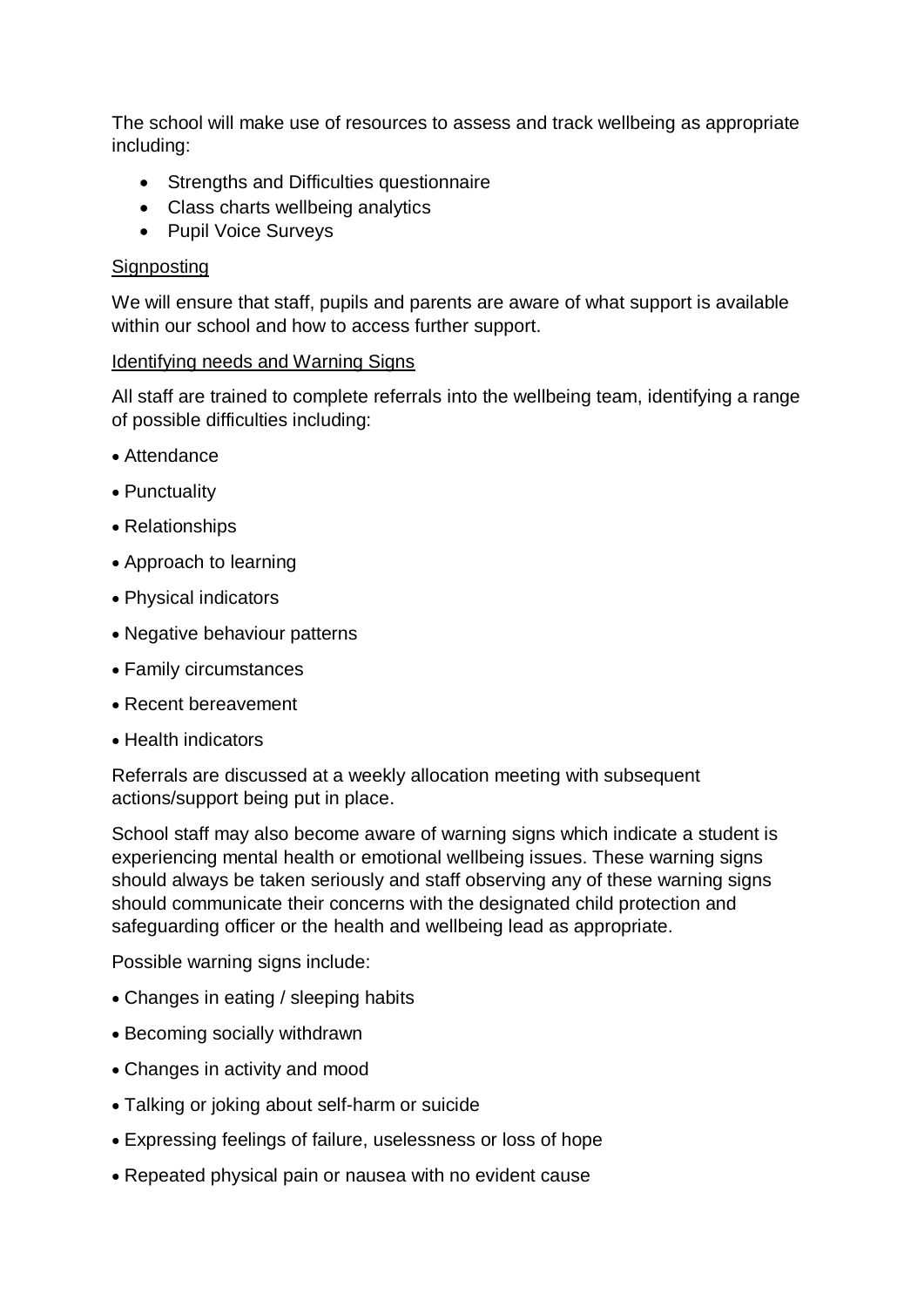The school will make use of resources to assess and track wellbeing as appropriate including:

- Strengths and Difficulties questionnaire
- Class charts wellbeing analytics
- Pupil Voice Surveys

<u>Signposting</u>

We will ensure that staff, pupils and parents are aware of what support is available within our school and how to access further support.

<u>Identifying needs and Warning Signs</u>

All staff are trained to complete referrals into the wellbeing team, identifying a range of possible difficulties including:

- Attendance
- Punctuality
- Relationships
- Approach to learning
- Physical indicators
- Negative behaviour patterns
- Family circumstances
- Recent bereavement
- Health indicators

Referrals are discussed at a weekly allocation meeting with subsequent actions/support being put in place.

School staff may also become aware of warning signs which indicate a student is experiencing mental health or emotional wellbeing issues. These warning signs should always be taken seriously and staff observing any of these warning signs should communicate their concerns with the designated child protection and safeguarding officer or the health and wellbeing lead as appropriate.

Possible warning signs include:

- Changes in eating / sleeping habits
- Becoming socially withdrawn
- Changes in activity and mood
- Talking or joking about self-harm or suicide
- Expressing feelings of failure, uselessness or loss of hope
- Repeated physical pain or nausea with no evident cause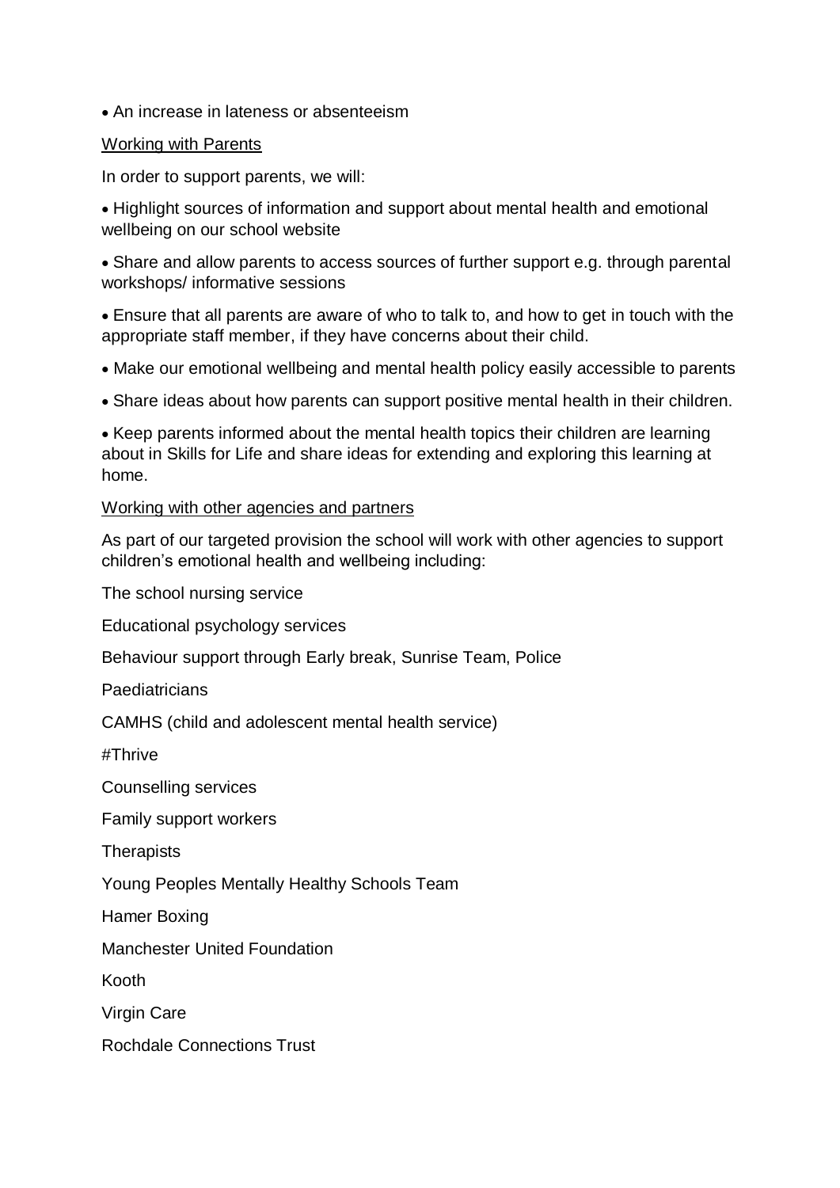- An increase in lateness or absenteeism

<u>Working with Parents</u>

In order to support parents, we will:

- Highlight sources of information and support about mental health and emotional wellbeing on our school website
- Share and allow parents to access sources of further support e.g. through parental workshops/ informative sessions
- Ensure that all parents are aware of who to talk to, and how to get in touch with the appropriate staff member, if they have concerns about their child.
- Make our emotional wellbeing and mental health policy easily accessible to parents
- Share ideas about how parents can support positive mental health in their children.
- Keep parents informed about the mental health topics their children are learning about in Skills for Life and share ideas for extending and exploring this learning at home.

<u>Working with other agencies and partners</u>

As part of our targeted provision the school will work with other agencies to support children's emotional health and wellbeing including:

The school nursing service

Educational psychology services

Behaviour support through Early break, Sunrise Team, Police

Paediatricians

CAMHS (child and adolescent mental health service)

#Thrive

Counselling services

Family support workers

Therapists

Young Peoples Mentally Healthy Schools Team

Hamer Boxing

Manchester United Foundation

Kooth

Virgin Care

Rochdale Connections Trust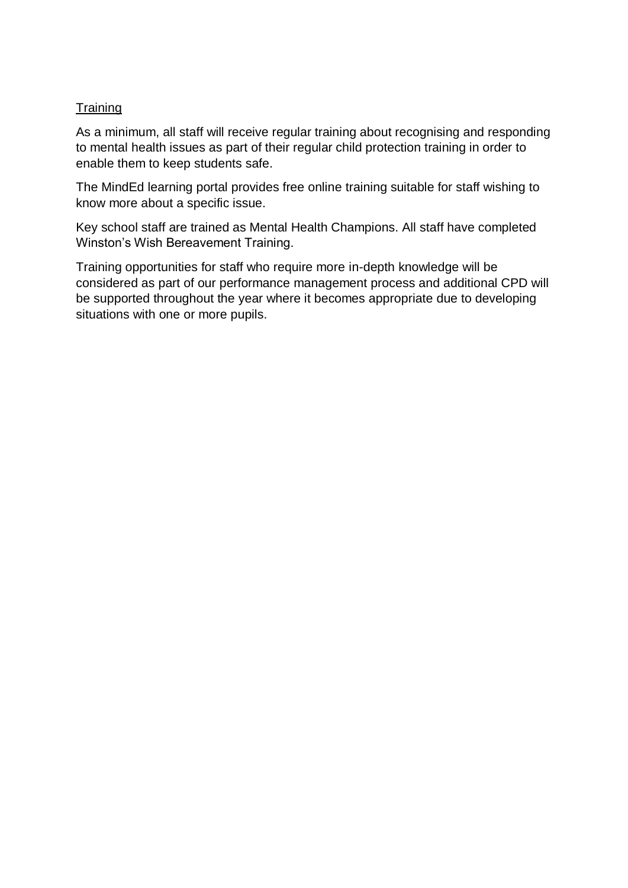## Training

As a minimum, all staff will receive regular training about recognising and responding to mental health issues as part of their regular child protection training in order to enable them to keep students safe.

The MindEd learning portal provides free online training suitable for staff wishing to know more about a specific issue.

Key school staff are trained as Mental Health Champions. All staff have completed Winston's Wish Bereavement Training.

Training opportunities for staff who require more in-depth knowledge will be considered as part of our performance management process and additional CPD will be supported throughout the year where it becomes appropriate due to developing situations with one or more pupils.